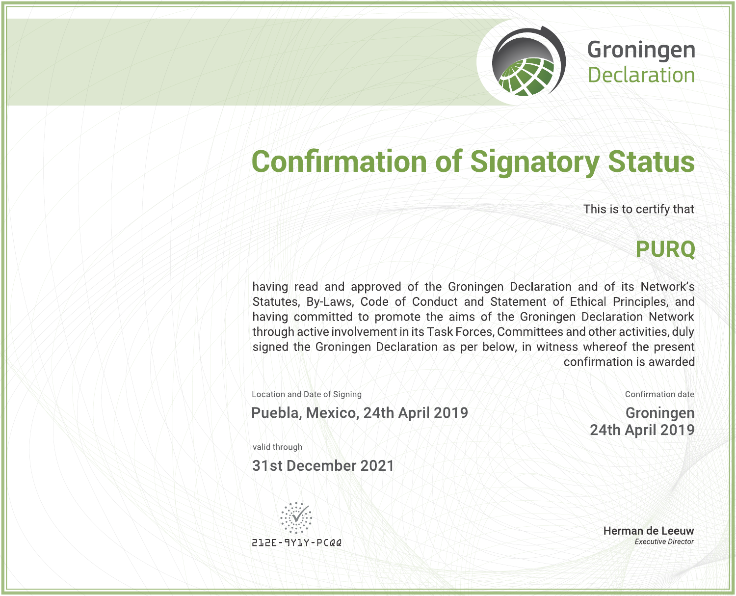Groningen Declaration

# Confirmation of Signatory Status

This is to certify that

## PURQ

having read and approved of the Groningen Declaration and of its Network's Statutes, By-Laws, Code of Conduct and Statement of Ethical Principles, and having committed to promote the aims of the Groningen Declaration Network through active involvement in its Task Forces, Committees and other activities, duly signed the Groningen Declaration as per below, in witness whereof the present confirmation is awarded

Location and Date of Signing

**Puebla, Mexico, 24th April 2019**

Confirmation date

**Groningen**
**24th April 2019**

valid through

**31st December 2021**

212E-9Y1Y-PCQQ

**Herman de Leeuw**
*Executive Director*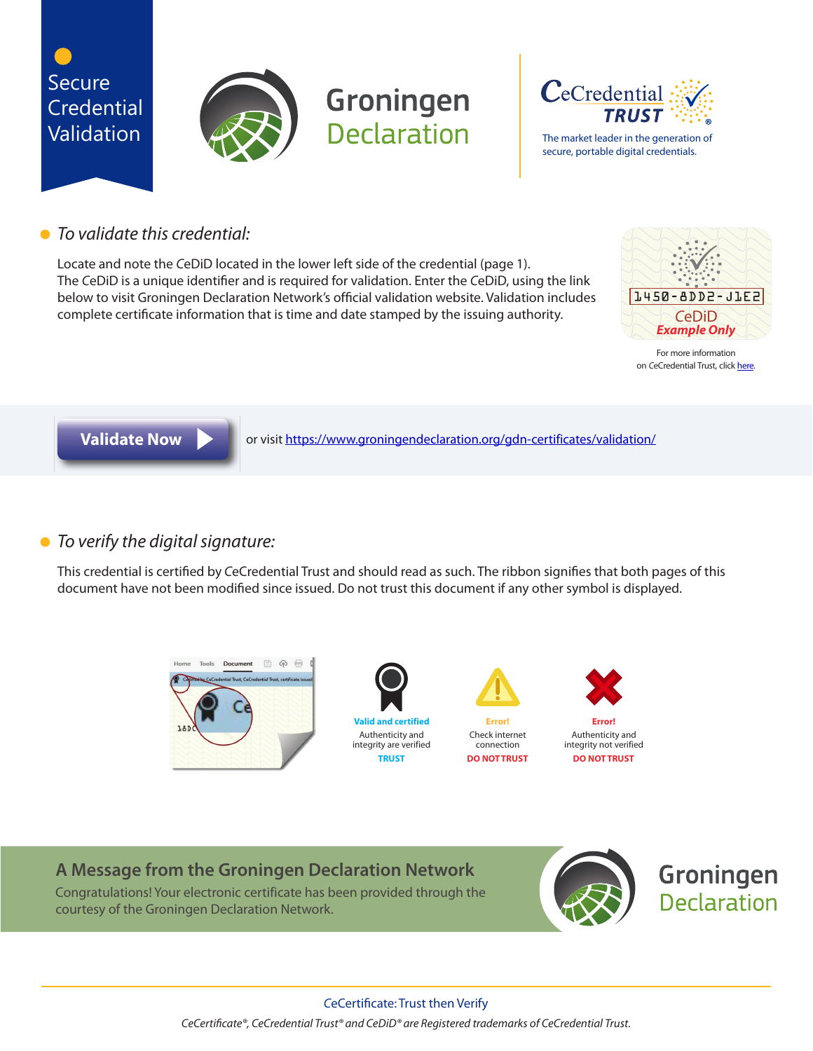Secure Credential Validation

Groningen Declaration

CeCredential TRUST

The market leader in the generation of secure, portable digital credentials.

## *To validate this credential:*

Locate and note the *CeDiD* located in the lower left side of the credential (page 1).
The CeDiD is a unique identifier and is required for validation. Enter the *CeDiD*, using the link below to visit Groningen Declaration Network's official validation website. Validation includes complete certificate information that is time and date stamped by the issuing authority.

1450-8DD2-J1E2
CeDiD
***Example Only***

For more information on *CeCredential Trust*, click here.

**Validate Now**

or visit https://www.groningendeclaration.org/gdn-certificates/validation/

## *To verify the digital signature:*

This credential is certified by *CeCredential Trust* and should read as such. The ribbon signifies that both pages of this document have not been modified since issued. Do not trust this document if any other symbol is displayed.

**Valid and certified**
Authenticity and integrity are verified
**TRUST**

**Error!**
Check internet connection
**DO NOT TRUST**

**Error!**
Authenticity and integrity not verified
**DO NOT TRUST**

## A Message from the Groningen Declaration Network

Congratulations! Your electronic certificate has been provided through the courtesy of the Groningen Declaration Network.

Groningen Declaration

CeCertificate: Trust then Verify

*CeCertificate®, CeCredential Trust® and CeDiD® are Registered trademarks of CeCredential Trust.*